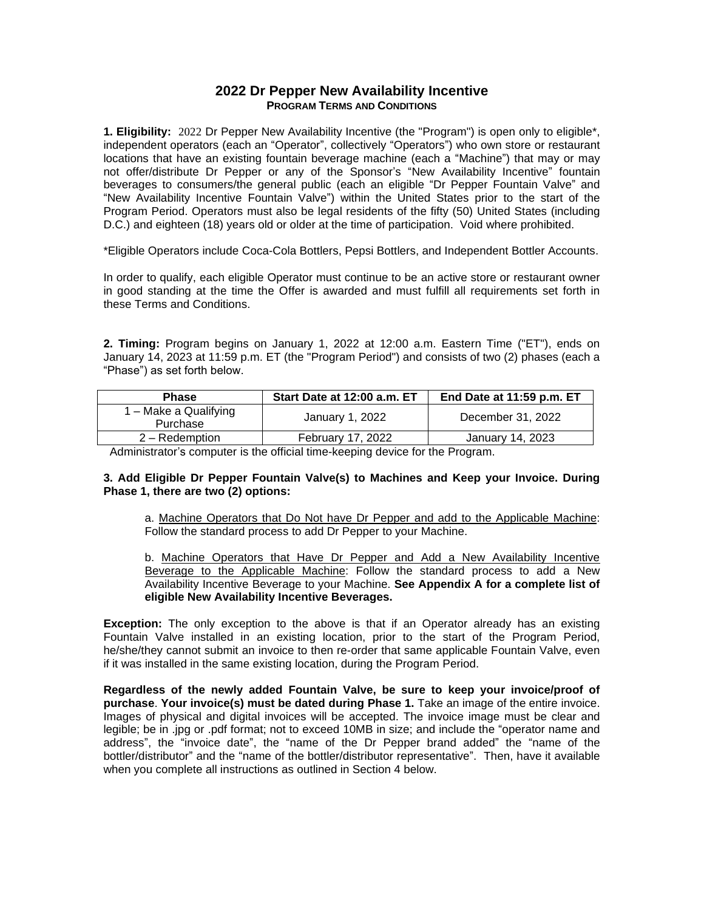# 2022 Dr Pepper New Availability Incentive

## PROGRAM TERMS AND CONDITIONS

**1. Eligibility:** 2022 Dr Pepper New Availability Incentive (the "Program") is open only to eligible*, independent operators (each an "Operator", collectively "Operators") who own store or restaurant locations that have an existing fountain beverage machine (each a "Machine") that may or may not offer/distribute Dr Pepper or any of the Sponsor's "New Availability Incentive" fountain beverages to consumers/the general public (each an eligible "Dr Pepper Fountain Valve" and "New Availability Incentive Fountain Valve") within the United States prior to the start of the Program Period. Operators must also be legal residents of the fifty (50) United States (including D.C.) and eighteen (18) years old or older at the time of participation. Void where prohibited.

*Eligible Operators include Coca-Cola Bottlers, Pepsi Bottlers, and Independent Bottler Accounts.

In order to qualify, each eligible Operator must continue to be an active store or restaurant owner in good standing at the time the Offer is awarded and must fulfill all requirements set forth in these Terms and Conditions.

**2. Timing:** Program begins on January 1, 2022 at 12:00 a.m. Eastern Time ("ET"), ends on January 14, 2023 at 11:59 p.m. ET (the "Program Period") and consists of two (2) phases (each a "Phase") as set forth below.

| Phase | Start Date at 12:00 a.m. ET | End Date at 11:59 p.m. ET |
|---|---|---|
| 1 – Make a Qualifying Purchase | January 1, 2022 | December 31, 2022 |
| 2 – Redemption | February 17, 2022 | January 14, 2023 |

Administrator's computer is the official time-keeping device for the Program.

**3. Add Eligible Dr Pepper Fountain Valve(s) to Machines and Keep your Invoice. During Phase 1, there are two (2) options:**

a. Machine Operators that Do Not have Dr Pepper and add to the Applicable Machine: Follow the standard process to add Dr Pepper to your Machine.

b. Machine Operators that Have Dr Pepper and Add a New Availability Incentive Beverage to the Applicable Machine: Follow the standard process to add a New Availability Incentive Beverage to your Machine. **See Appendix A for a complete list of eligible New Availability Incentive Beverages.**

**Exception:** The only exception to the above is that if an Operator already has an existing Fountain Valve installed in an existing location, prior to the start of the Program Period, he/she/they cannot submit an invoice to then re-order that same applicable Fountain Valve, even if it was installed in the same existing location, during the Program Period.

**Regardless of the newly added Fountain Valve, be sure to keep your invoice/proof of purchase**. **Your invoice(s) must be dated during Phase 1.** Take an image of the entire invoice. Images of physical and digital invoices will be accepted. The invoice image must be clear and legible; be in .jpg or .pdf format; not to exceed 10MB in size; and include the "operator name and address", the "invoice date", the "name of the Dr Pepper brand added" the "name of the bottler/distributor" and the "name of the bottler/distributor representative". Then, have it available when you complete all instructions as outlined in Section 4 below.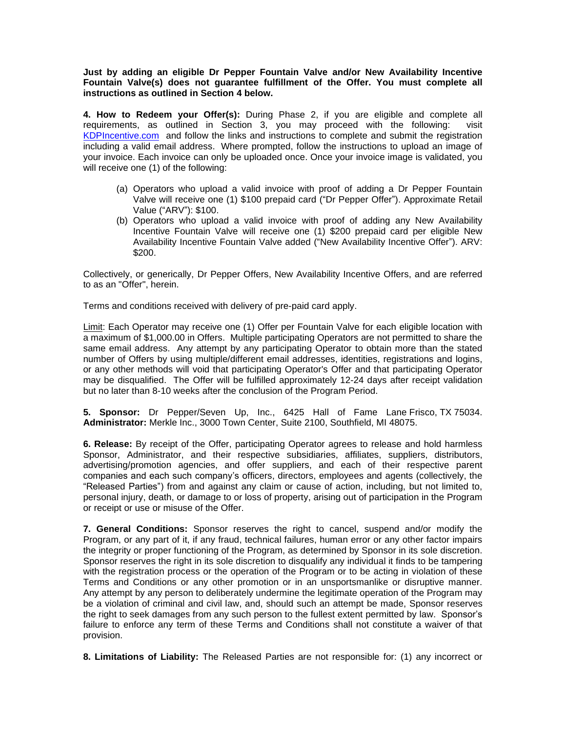**Just by adding an eligible Dr Pepper Fountain Valve and/or New Availability Incentive Fountain Valve(s) does not guarantee fulfillment of the Offer. You must complete all instructions as outlined in Section 4 below.**

**4. How to Redeem your Offer(s):** During Phase 2, if you are eligible and complete all requirements, as outlined in Section 3, you may proceed with the following: visit KDPIncentive.com and follow the links and instructions to complete and submit the registration including a valid email address. Where prompted, follow the instructions to upload an image of your invoice. Each invoice can only be uploaded once. Once your invoice image is validated, you will receive one (1) of the following:

(a) Operators who upload a valid invoice with proof of adding a Dr Pepper Fountain Valve will receive one (1) $100 prepaid card ("Dr Pepper Offer"). Approximate Retail Value ("ARV"): $100.

(b) Operators who upload a valid invoice with proof of adding any New Availability Incentive Fountain Valve will receive one (1) $200 prepaid card per eligible New Availability Incentive Fountain Valve added ("New Availability Incentive Offer"). ARV: $200.

Collectively, or generically, Dr Pepper Offers, New Availability Incentive Offers, and are referred to as an "Offer", herein.

Terms and conditions received with delivery of pre-paid card apply.

Limit: Each Operator may receive one (1) Offer per Fountain Valve for each eligible location with a maximum of $1,000.00 in Offers. Multiple participating Operators are not permitted to share the same email address. Any attempt by any participating Operator to obtain more than the stated number of Offers by using multiple/different email addresses, identities, registrations and logins, or any other methods will void that participating Operator's Offer and that participating Operator may be disqualified. The Offer will be fulfilled approximately 12-24 days after receipt validation but no later than 8-10 weeks after the conclusion of the Program Period.

**5. Sponsor:** Dr Pepper/Seven Up, Inc., 6425 Hall of Fame Lane Frisco, TX 75034. **Administrator:** Merkle Inc., 3000 Town Center, Suite 2100, Southfield, MI 48075.

**6. Release:** By receipt of the Offer, participating Operator agrees to release and hold harmless Sponsor, Administrator, and their respective subsidiaries, affiliates, suppliers, distributors, advertising/promotion agencies, and offer suppliers, and each of their respective parent companies and each such company's officers, directors, employees and agents (collectively, the "Released Parties") from and against any claim or cause of action, including, but not limited to, personal injury, death, or damage to or loss of property, arising out of participation in the Program or receipt or use or misuse of the Offer.

**7. General Conditions:** Sponsor reserves the right to cancel, suspend and/or modify the Program, or any part of it, if any fraud, technical failures, human error or any other factor impairs the integrity or proper functioning of the Program, as determined by Sponsor in its sole discretion. Sponsor reserves the right in its sole discretion to disqualify any individual it finds to be tampering with the registration process or the operation of the Program or to be acting in violation of these Terms and Conditions or any other promotion or in an unsportsmanlike or disruptive manner. Any attempt by any person to deliberately undermine the legitimate operation of the Program may be a violation of criminal and civil law, and, should such an attempt be made, Sponsor reserves the right to seek damages from any such person to the fullest extent permitted by law. Sponsor's failure to enforce any term of these Terms and Conditions shall not constitute a waiver of that provision.

**8. Limitations of Liability:** The Released Parties are not responsible for: (1) any incorrect or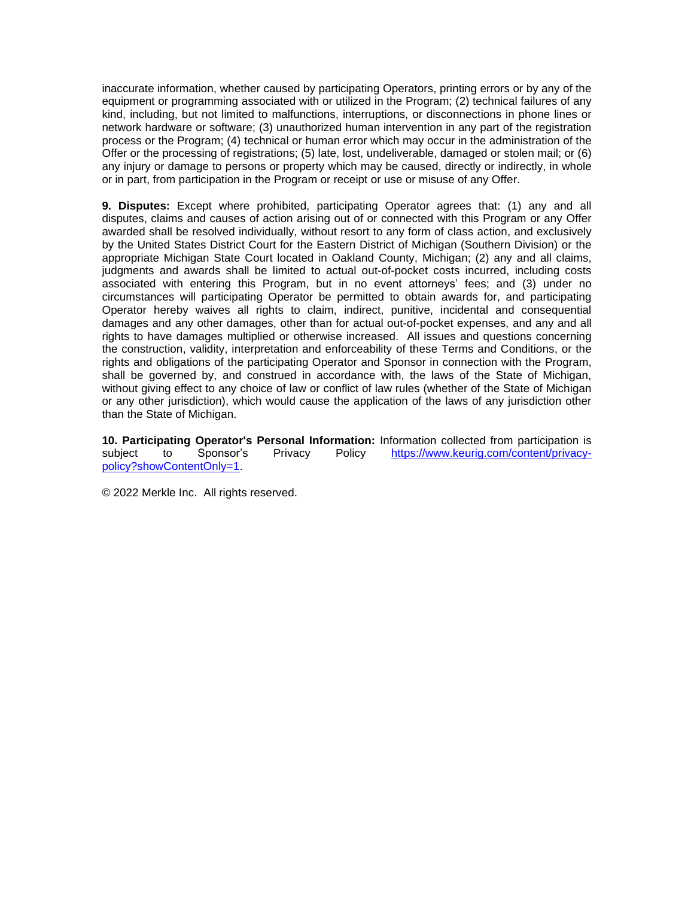inaccurate information, whether caused by participating Operators, printing errors or by any of the equipment or programming associated with or utilized in the Program; (2) technical failures of any kind, including, but not limited to malfunctions, interruptions, or disconnections in phone lines or network hardware or software; (3) unauthorized human intervention in any part of the registration process or the Program; (4) technical or human error which may occur in the administration of the Offer or the processing of registrations; (5) late, lost, undeliverable, damaged or stolen mail; or (6) any injury or damage to persons or property which may be caused, directly or indirectly, in whole or in part, from participation in the Program or receipt or use or misuse of any Offer.

**9. Disputes:** Except where prohibited, participating Operator agrees that: (1) any and all disputes, claims and causes of action arising out of or connected with this Program or any Offer awarded shall be resolved individually, without resort to any form of class action, and exclusively by the United States District Court for the Eastern District of Michigan (Southern Division) or the appropriate Michigan State Court located in Oakland County, Michigan; (2) any and all claims, judgments and awards shall be limited to actual out-of-pocket costs incurred, including costs associated with entering this Program, but in no event attorneys' fees; and (3) under no circumstances will participating Operator be permitted to obtain awards for, and participating Operator hereby waives all rights to claim, indirect, punitive, incidental and consequential damages and any other damages, other than for actual out-of-pocket expenses, and any and all rights to have damages multiplied or otherwise increased. All issues and questions concerning the construction, validity, interpretation and enforceability of these Terms and Conditions, or the rights and obligations of the participating Operator and Sponsor in connection with the Program, shall be governed by, and construed in accordance with, the laws of the State of Michigan, without giving effect to any choice of law or conflict of law rules (whether of the State of Michigan or any other jurisdiction), which would cause the application of the laws of any jurisdiction other than the State of Michigan.

**10. Participating Operator's Personal Information:** Information collected from participation is subject to Sponsor's Privacy Policy https://www.keurig.com/content/privacy-policy?showContentOnly=1.

© 2022 Merkle Inc. All rights reserved.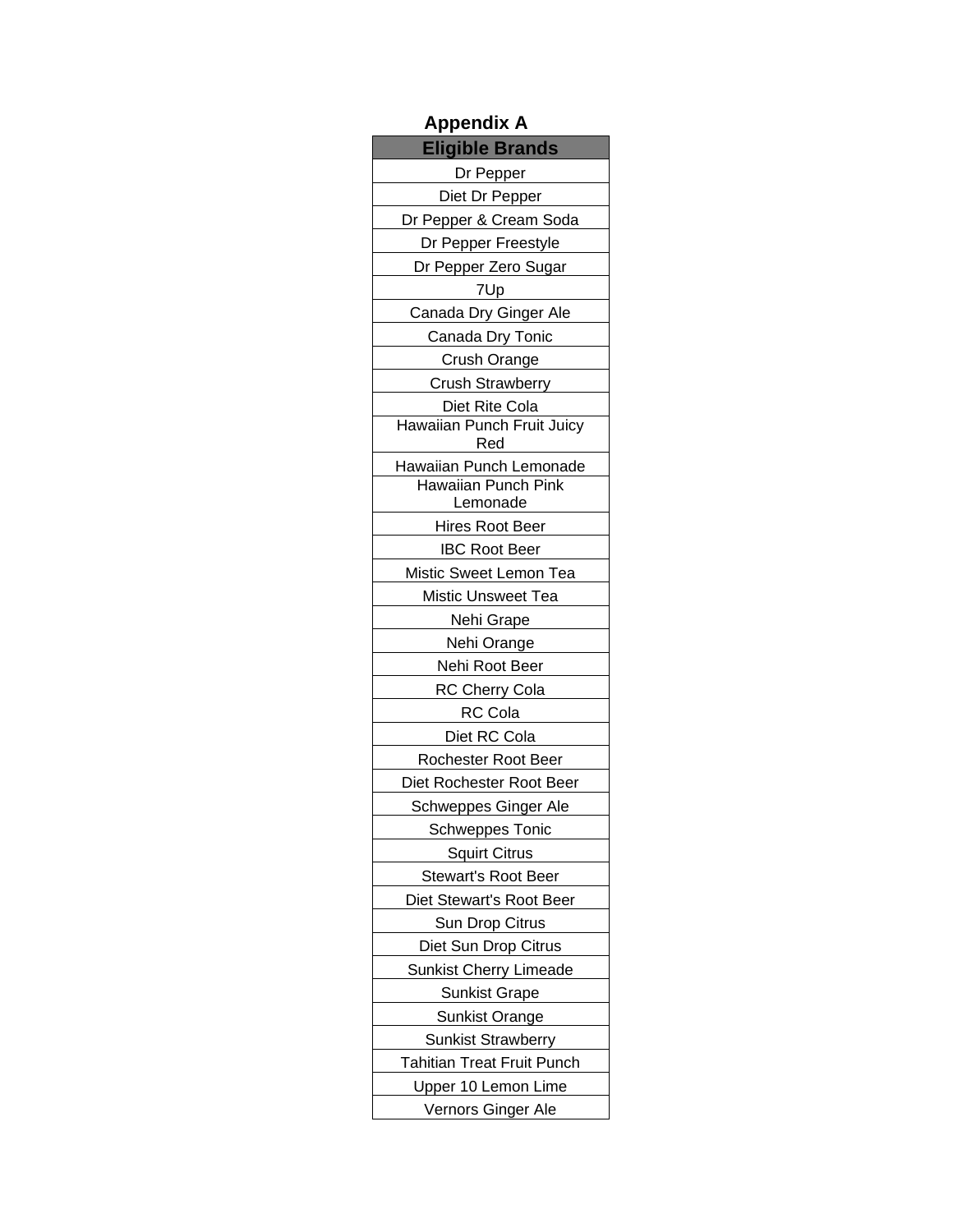## Appendix A

| Eligible Brands |
| --- |
| Dr Pepper |
| Diet Dr Pepper |
| Dr Pepper & Cream Soda |
| Dr Pepper Freestyle |
| Dr Pepper Zero Sugar |
| 7Up |
| Canada Dry Ginger Ale |
| Canada Dry Tonic |
| Crush Orange |
| Crush Strawberry |
| Diet Rite Cola |
| Hawaiian Punch Fruit Juicy Red |
| Hawaiian Punch Lemonade |
| Hawaiian Punch Pink Lemonade |
| Hires Root Beer |
| IBC Root Beer |
| Mistic Sweet Lemon Tea |
| Mistic Unsweet Tea |
| Nehi Grape |
| Nehi Orange |
| Nehi Root Beer |
| RC Cherry Cola |
| RC Cola |
| Diet RC Cola |
| Rochester Root Beer |
| Diet Rochester Root Beer |
| Schweppes Ginger Ale |
| Schweppes Tonic |
| Squirt Citrus |
| Stewart's Root Beer |
| Diet Stewart's Root Beer |
| Sun Drop Citrus |
| Diet Sun Drop Citrus |
| Sunkist Cherry Limeade |
| Sunkist Grape |
| Sunkist Orange |
| Sunkist Strawberry |
| Tahitian Treat Fruit Punch |
| Upper 10 Lemon Lime |
| Vernors Ginger Ale |